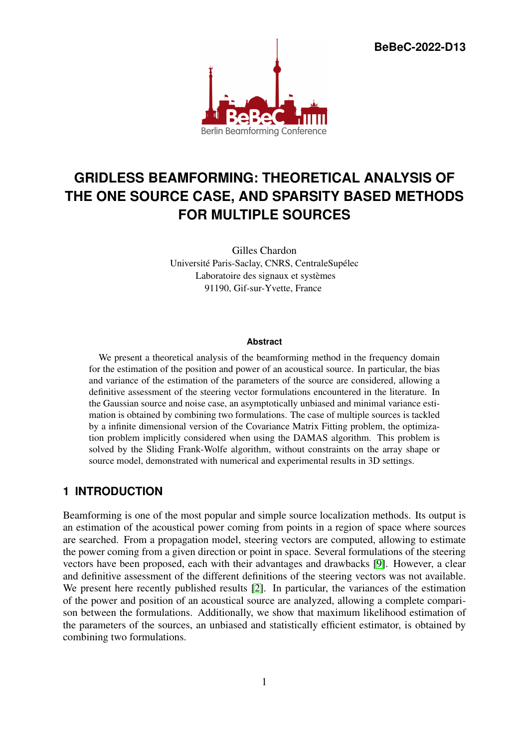BeBeC-2022-D13

# GRIDLESS BEAMFORMING: THEORETICAL ANALYSIS OF THE ONE SOURCE CASE, AND SPARSITY BASED METHODS FOR MULTIPLE SOURCES

Gilles Chardon
Université Paris-Saclay, CNRS, CentraleSupélec
Laboratoire des signaux et systèmes
91190, Gif-sur-Yvette, France

**Abstract**

We present a theoretical analysis of the beamforming method in the frequency domain for the estimation of the position and power of an acoustical source. In particular, the bias and variance of the estimation of the parameters of the source are considered, allowing a definitive assessment of the steering vector formulations encountered in the literature. In the Gaussian source and noise case, an asymptotically unbiased and minimal variance estimation is obtained by combining two formulations. The case of multiple sources is tackled by a infinite dimensional version of the Covariance Matrix Fitting problem, the optimization problem implicitly considered when using the DAMAS algorithm. This problem is solved by the Sliding Frank-Wolfe algorithm, without constraints on the array shape or source model, demonstrated with numerical and experimental results in 3D settings.

## 1 INTRODUCTION

Beamforming is one of the most popular and simple source localization methods. Its output is an estimation of the acoustical power coming from points in a region of space where sources are searched. From a propagation model, steering vectors are computed, allowing to estimate the power coming from a given direction or point in space. Several formulations of the steering vectors have been proposed, each with their advantages and drawbacks [9]. However, a clear and definitive assessment of the different definitions of the steering vectors was not available. We present here recently published results [2]. In particular, the variances of the estimation of the power and position of an acoustical source are analyzed, allowing a complete comparison between the formulations. Additionally, we show that maximum likelihood estimation of the parameters of the sources, an unbiased and statistically efficient estimator, is obtained by combining two formulations.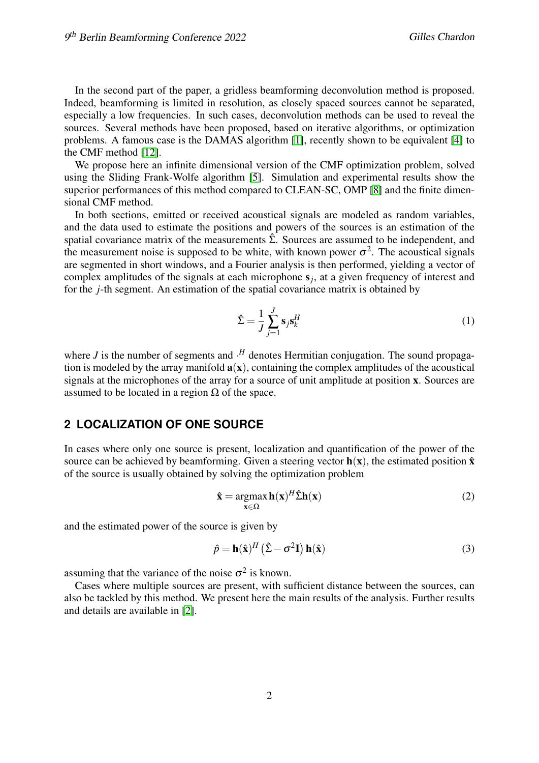In the second part of the paper, a gridless beamforming deconvolution method is proposed. Indeed, beamforming is limited in resolution, as closely spaced sources cannot be separated, especially a low frequencies. In such cases, deconvolution methods can be used to reveal the sources. Several methods have been proposed, based on iterative algorithms, or optimization problems. A famous case is the DAMAS algorithm [1], recently shown to be equivalent [4] to the CMF method [12].

We propose here an infinite dimensional version of the CMF optimization problem, solved using the Sliding Frank-Wolfe algorithm [5]. Simulation and experimental results show the superior performances of this method compared to CLEAN-SC, OMP [8] and the finite dimensional CMF method.

In both sections, emitted or received acoustical signals are modeled as random variables, and the data used to estimate the positions and powers of the sources is an estimation of the spatial covariance matrix of the measurements $\hat{\Sigma}$. Sources are assumed to be independent, and the measurement noise is supposed to be white, with known power $\sigma^2$. The acoustical signals are segmented in short windows, and a Fourier analysis is then performed, yielding a vector of complex amplitudes of the signals at each microphone $\mathbf{s}_j$, at a given frequency of interest and for the $j$-th segment. An estimation of the spatial covariance matrix is obtained by

$$\hat{\Sigma} = \frac{1}{J} \sum_{j=1}^{J} \mathbf{s}_j \mathbf{s}_k^H \tag{1}$$

where $J$ is the number of segments and $\cdot^H$ denotes Hermitian conjugation. The sound propagation is modeled by the array manifold $\mathbf{a}(\mathbf{x})$, containing the complex amplitudes of the acoustical signals at the microphones of the array for a source of unit amplitude at position $\mathbf{x}$. Sources are assumed to be located in a region $\Omega$ of the space.

## 2 LOCALIZATION OF ONE SOURCE

In cases where only one source is present, localization and quantification of the power of the source can be achieved by beamforming. Given a steering vector $\mathbf{h}(\mathbf{x})$, the estimated position $\hat{\mathbf{x}}$ of the source is usually obtained by solving the optimization problem

$$\hat{\mathbf{x}} = \underset{\mathbf{x} \in \Omega}{\operatorname{argmax}}\, \mathbf{h}(\mathbf{x})^H \hat{\Sigma} \mathbf{h}(\mathbf{x}) \tag{2}$$

and the estimated power of the source is given by

$$\hat{p} = \mathbf{h}(\hat{\mathbf{x}})^H \left( \hat{\Sigma} - \sigma^2 \mathbf{I} \right) \mathbf{h}(\hat{\mathbf{x}}) \tag{3}$$

assuming that the variance of the noise $\sigma^2$ is known.

Cases where multiple sources are present, with sufficient distance between the sources, can also be tackled by this method. We present here the main results of the analysis. Further results and details are available in [2].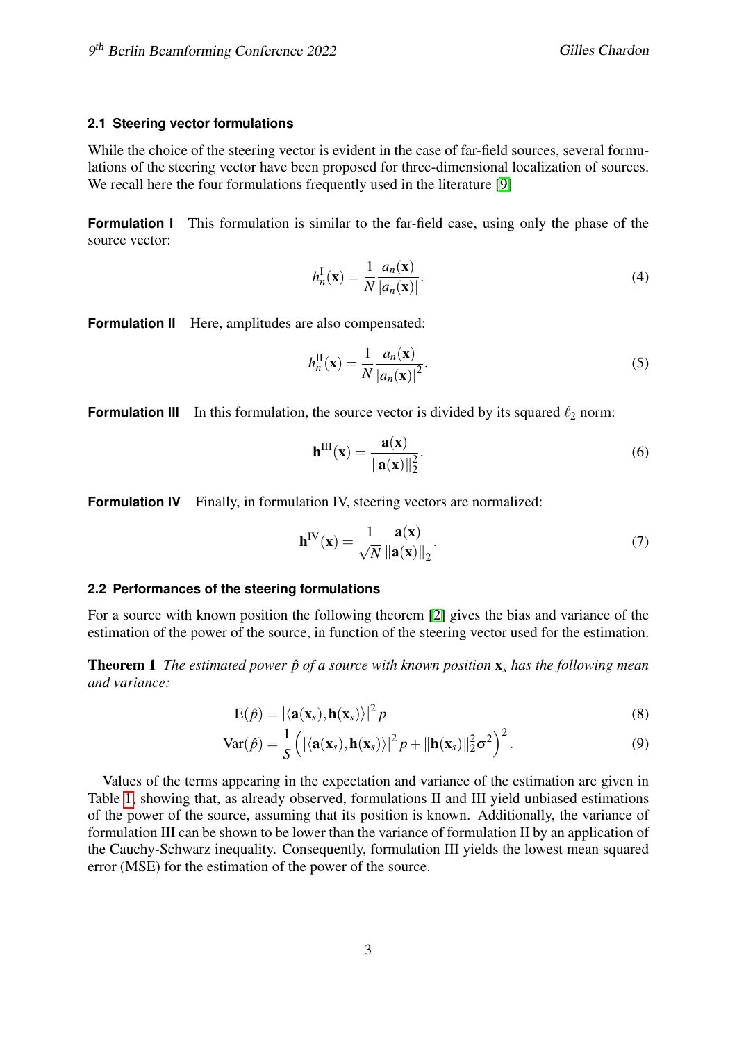### 2.1 Steering vector formulations

While the choice of the steering vector is evident in the case of far-field sources, several formulations of the steering vector have been proposed for three-dimensional localization of sources. We recall here the four formulations frequently used in the literature [9]

**Formulation I** This formulation is similar to the far-field case, using only the phase of the source vector:

$$h_n^{\mathrm{I}}(\mathbf{x}) = \frac{1}{N} \frac{a_n(\mathbf{x})}{|a_n(\mathbf{x})|}. \tag{4}$$

**Formulation II** Here, amplitudes are also compensated:

$$h_n^{\mathrm{II}}(\mathbf{x}) = \frac{1}{N} \frac{a_n(\mathbf{x})}{|a_n(\mathbf{x})|^2}. \tag{5}$$

**Formulation III** In this formulation, the source vector is divided by its squared $\ell_2$ norm:

$$\mathbf{h}^{\mathrm{III}}(\mathbf{x}) = \frac{\mathbf{a}(\mathbf{x})}{\|\mathbf{a}(\mathbf{x})\|_2^2}. \tag{6}$$

**Formulation IV** Finally, in formulation IV, steering vectors are normalized:

$$\mathbf{h}^{\mathrm{IV}}(\mathbf{x}) = \frac{1}{\sqrt{N}} \frac{\mathbf{a}(\mathbf{x})}{\|\mathbf{a}(\mathbf{x})\|_2}. \tag{7}$$

### 2.2 Performances of the steering formulations

For a source with known position the following theorem [2] gives the bias and variance of the estimation of the power of the source, in function of the steering vector used for the estimation.

**Theorem 1** *The estimated power $\hat{p}$ of a source with known position $\mathbf{x}_s$ has the following mean and variance:*

$$\mathrm{E}(\hat{p}) = |\langle \mathbf{a}(\mathbf{x}_s), \mathbf{h}(\mathbf{x}_s) \rangle|^2 p \tag{8}$$

$$\mathrm{Var}(\hat{p}) = \frac{1}{S} \left( |\langle \mathbf{a}(\mathbf{x}_s), \mathbf{h}(\mathbf{x}_s) \rangle|^2 p + \|\mathbf{h}(\mathbf{x}_s)\|_2^2 \sigma^2 \right)^2. \tag{9}$$

Values of the terms appearing in the expectation and variance of the estimation are given in Table 1, showing that, as already observed, formulations II and III yield unbiased estimations of the power of the source, assuming that its position is known. Additionally, the variance of formulation III can be shown to be lower than the variance of formulation II by an application of the Cauchy-Schwarz inequality. Consequently, formulation III yields the lowest mean squared error (MSE) for the estimation of the power of the source.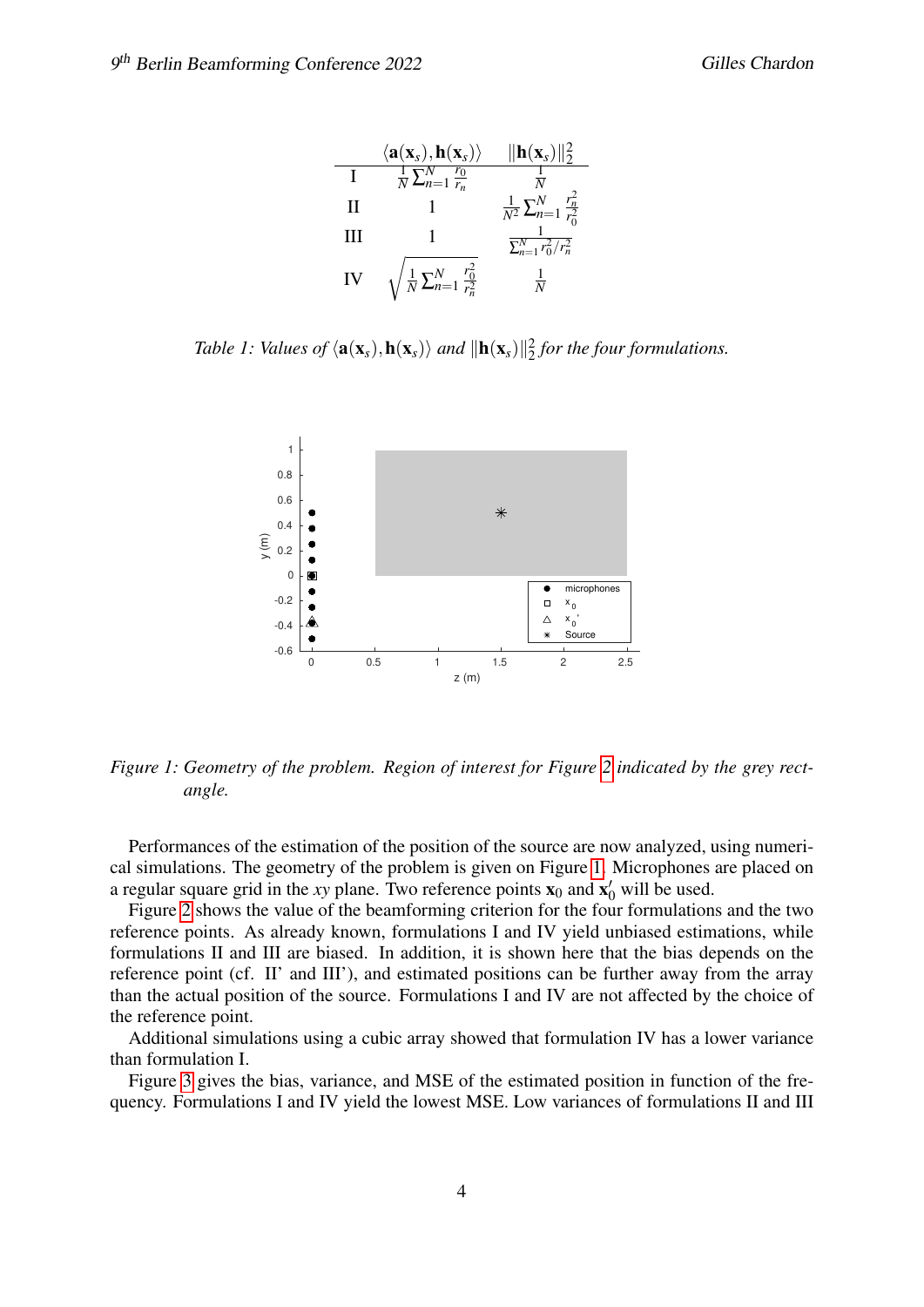|  | $\langle \mathbf{a}(\mathbf{x}_s), \mathbf{h}(\mathbf{x}_s) \rangle$ | $\|\mathbf{h}(\mathbf{x}_s)\|_2^2$ |
|---|---|---|
| I | $\frac{1}{N}\sum_{n=1}^{N} \frac{r_0}{r_n}$ | $\frac{1}{N}$ |
| II | $1$ | $\frac{1}{N^2}\sum_{n=1}^{N} \frac{r_n^2}{r_0^2}$ |
| III | $1$ | $\frac{1}{\sum_{n=1}^{N} r_0^2/r_n^2}$ |
| IV | $\sqrt{\frac{1}{N}\sum_{n=1}^{N} \frac{r_0^2}{r_n^2}}$ | $\frac{1}{N}$ |

*Table 1: Values of $\langle \mathbf{a}(\mathbf{x}_s), \mathbf{h}(\mathbf{x}_s) \rangle$ and $\|\mathbf{h}(\mathbf{x}_s)\|_2^2$ for the four formulations.*

*Figure 1: Geometry of the problem. Region of interest for Figure 2 indicated by the grey rectangle.*

Performances of the estimation of the position of the source are now analyzed, using numerical simulations. The geometry of the problem is given on Figure 1. Microphones are placed on a regular square grid in the *xy* plane. Two reference points $\mathbf{x}_0$ and $\mathbf{x}_0'$ will be used.

Figure 2 shows the value of the beamforming criterion for the four formulations and the two reference points. As already known, formulations I and IV yield unbiased estimations, while formulations II and III are biased. In addition, it is shown here that the bias depends on the reference point (cf. II' and III'), and estimated positions can be further away from the array than the actual position of the source. Formulations I and IV are not affected by the choice of the reference point.

Additional simulations using a cubic array showed that formulation IV has a lower variance than formulation I.

Figure 3 gives the bias, variance, and MSE of the estimated position in function of the frequency. Formulations I and IV yield the lowest MSE. Low variances of formulations II and III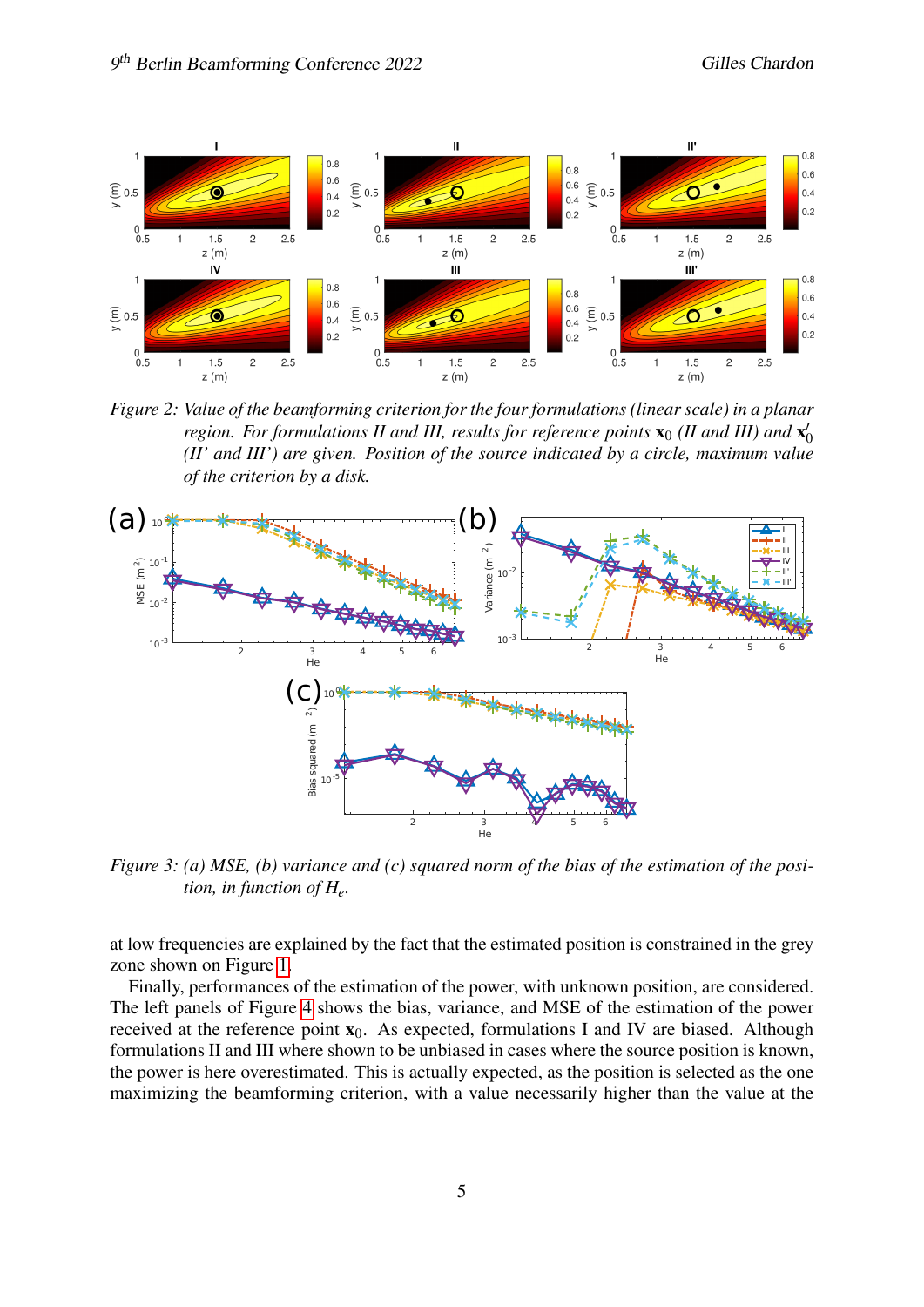*Figure 2: Value of the beamforming criterion for the four formulations (linear scale) in a planar region. For formulations II and III, results for reference points $\mathbf{x}_0$ (II and III) and $\mathbf{x}_0'$ (II' and III') are given. Position of the source indicated by a circle, maximum value of the criterion by a disk.*

*Figure 3: (a) MSE, (b) variance and (c) squared norm of the bias of the estimation of the position, in function of $H_e$.*

at low frequencies are explained by the fact that the estimated position is constrained in the grey zone shown on Figure 1.

Finally, performances of the estimation of the power, with unknown position, are considered. The left panels of Figure 4 shows the bias, variance, and MSE of the estimation of the power received at the reference point $\mathbf{x}_0$. As expected, formulations I and IV are biased. Although formulations II and III where shown to be unbiased in cases where the source position is known, the power is here overestimated. This is actually expected, as the position is selected as the one maximizing the beamforming criterion, with a value necessarily higher than the value at the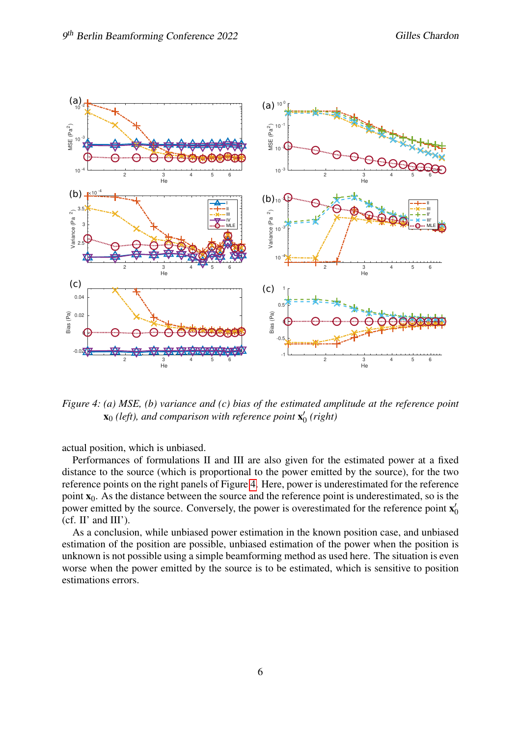*Figure 4: (a) MSE, (b) variance and (c) bias of the estimated amplitude at the reference point $\mathbf{x}_0$ (left), and comparison with reference point $\mathbf{x}'_0$ (right)*

actual position, which is unbiased.

Performances of formulations II and III are also given for the estimated power at a fixed distance to the source (which is proportional to the power emitted by the source), for the two reference points on the right panels of Figure 4. Here, power is underestimated for the reference point $\mathbf{x}_0$. As the distance between the source and the reference point is underestimated, so is the power emitted by the source. Conversely, the power is overestimated for the reference point $\mathbf{x}'_0$ (cf. II' and III').

As a conclusion, while unbiased power estimation in the known position case, and unbiased estimation of the position are possible, unbiased estimation of the power when the position is unknown is not possible using a simple beamforming method as used here. The situation is even worse when the power emitted by the source is to be estimated, which is sensitive to position estimations errors.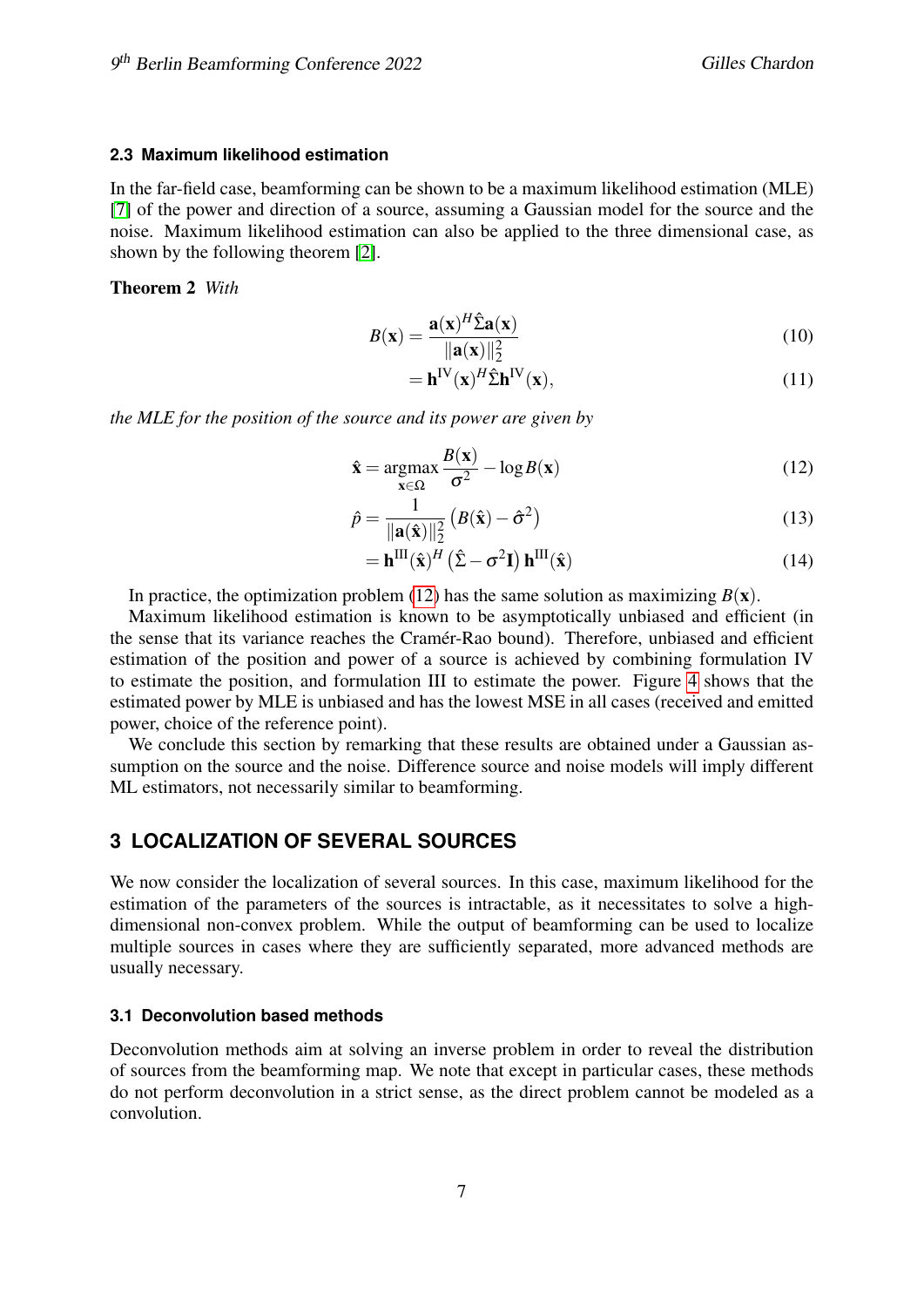### 2.3 Maximum likelihood estimation

In the far-field case, beamforming can be shown to be a maximum likelihood estimation (MLE) [7] of the power and direction of a source, assuming a Gaussian model for the source and the noise. Maximum likelihood estimation can also be applied to the three dimensional case, as shown by the following theorem [2].

**Theorem 2** *With*

$$B(\mathbf{x}) = \frac{\mathbf{a}(\mathbf{x})^H \hat{\Sigma} \mathbf{a}(\mathbf{x})}{\|\mathbf{a}(\mathbf{x})\|_2^2} \tag{10}$$

$$= \mathbf{h}^{\text{IV}}(\mathbf{x})^H \hat{\Sigma} \mathbf{h}^{\text{IV}}(\mathbf{x}), \tag{11}$$

*the MLE for the position of the source and its power are given by*

$$\hat{\mathbf{x}} = \underset{\mathbf{x}\in\Omega}{\operatorname{argmax}} \frac{B(\mathbf{x})}{\sigma^2} - \log B(\mathbf{x}) \tag{12}$$

$$\hat{p} = \frac{1}{\|\mathbf{a}(\hat{\mathbf{x}})\|_2^2} \left( B(\hat{\mathbf{x}}) - \hat{\sigma}^2 \right) \tag{13}$$

$$= \mathbf{h}^{\text{III}}(\hat{\mathbf{x}})^H \left( \hat{\Sigma} - \sigma^2 \mathbf{I} \right) \mathbf{h}^{\text{III}}(\hat{\mathbf{x}}) \tag{14}$$

In practice, the optimization problem (12) has the same solution as maximizing $B(\mathbf{x})$.

Maximum likelihood estimation is known to be asymptotically unbiased and efficient (in the sense that its variance reaches the Cramér-Rao bound). Therefore, unbiased and efficient estimation of the position and power of a source is achieved by combining formulation IV to estimate the position, and formulation III to estimate the power. Figure 4 shows that the estimated power by MLE is unbiased and has the lowest MSE in all cases (received and emitted power, choice of the reference point).

We conclude this section by remarking that these results are obtained under a Gaussian assumption on the source and the noise. Difference source and noise models will imply different ML estimators, not necessarily similar to beamforming.

## 3 LOCALIZATION OF SEVERAL SOURCES

We now consider the localization of several sources. In this case, maximum likelihood for the estimation of the parameters of the sources is intractable, as it necessitates to solve a high-dimensional non-convex problem. While the output of beamforming can be used to localize multiple sources in cases where they are sufficiently separated, more advanced methods are usually necessary.

### 3.1 Deconvolution based methods

Deconvolution methods aim at solving an inverse problem in order to reveal the distribution of sources from the beamforming map. We note that except in particular cases, these methods do not perform deconvolution in a strict sense, as the direct problem cannot be modeled as a convolution.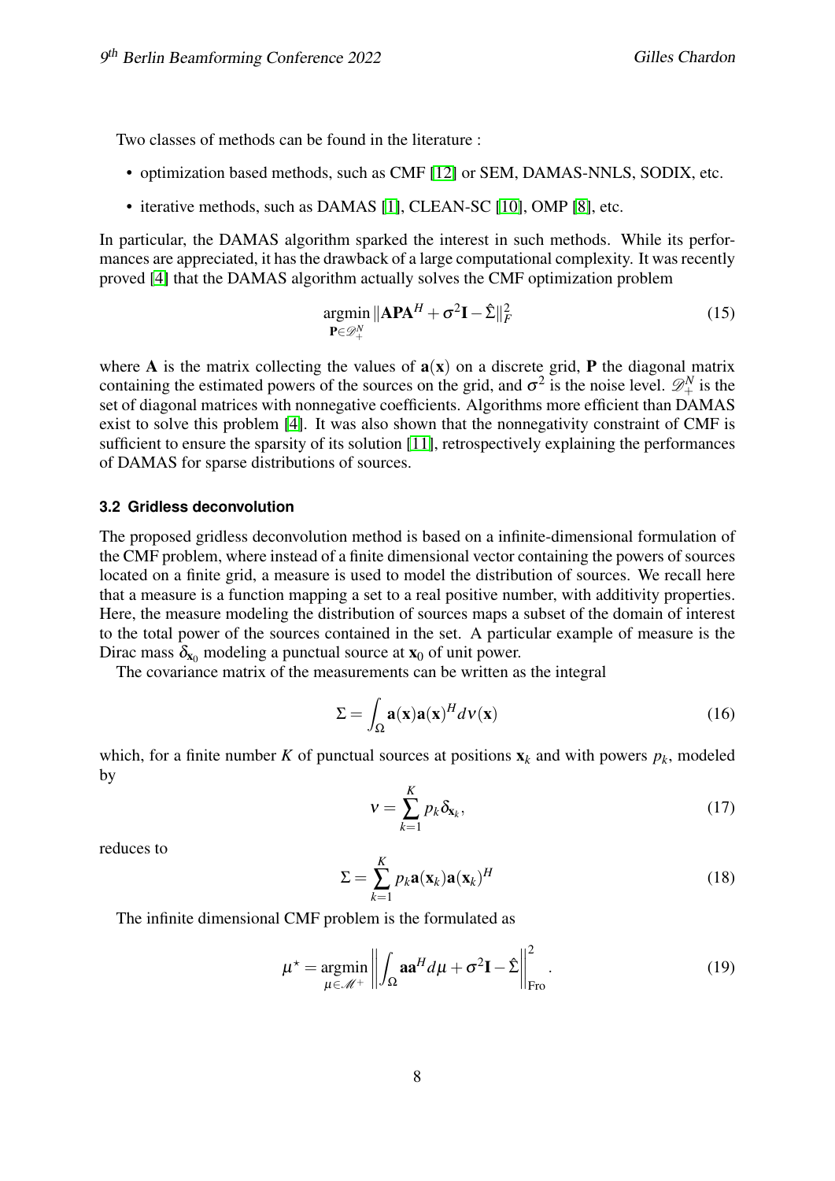Two classes of methods can be found in the literature :

- optimization based methods, such as CMF [12] or SEM, DAMAS-NNLS, SODIX, etc.
- iterative methods, such as DAMAS [1], CLEAN-SC [10], OMP [8], etc.

In particular, the DAMAS algorithm sparked the interest in such methods. While its performances are appreciated, it has the drawback of a large computational complexity. It was recently proved [4] that the DAMAS algorithm actually solves the CMF optimization problem

$$\underset{\mathbf{P}\in\mathscr{D}_+^N}{\operatorname{argmin}} \|\mathbf{A}\mathbf{P}\mathbf{A}^H + \sigma^2\mathbf{I} - \hat{\Sigma}\|_F^2 \tag{15}$$

where $\mathbf{A}$ is the matrix collecting the values of $\mathbf{a}(\mathbf{x})$ on a discrete grid, $\mathbf{P}$ the diagonal matrix containing the estimated powers of the sources on the grid, and $\sigma^2$ is the noise level. $\mathscr{D}_+^N$ is the set of diagonal matrices with nonnegative coefficients. Algorithms more efficient than DAMAS exist to solve this problem [4]. It was also shown that the nonnegativity constraint of CMF is sufficient to ensure the sparsity of its solution [11], retrospectively explaining the performances of DAMAS for sparse distributions of sources.

### 3.2 Gridless deconvolution

The proposed gridless deconvolution method is based on a infinite-dimensional formulation of the CMF problem, where instead of a finite dimensional vector containing the powers of sources located on a finite grid, a measure is used to model the distribution of sources. We recall here that a measure is a function mapping a set to a real positive number, with additivity properties. Here, the measure modeling the distribution of sources maps a subset of the domain of interest to the total power of the sources contained in the set. A particular example of measure is the Dirac mass $\delta_{\mathbf{x}_0}$ modeling a punctual source at $\mathbf{x}_0$ of unit power.

The covariance matrix of the measurements can be written as the integral

$$\Sigma = \int_\Omega \mathbf{a}(\mathbf{x})\mathbf{a}(\mathbf{x})^H d\nu(\mathbf{x}) \tag{16}$$

which, for a finite number $K$ of punctual sources at positions $\mathbf{x}_k$ and with powers $p_k$, modeled by

$$\nu = \sum_{k=1}^K p_k \delta_{\mathbf{x}_k}, \tag{17}$$

reduces to

$$\Sigma = \sum_{k=1}^K p_k \mathbf{a}(\mathbf{x}_k)\mathbf{a}(\mathbf{x}_k)^H \tag{18}$$

The infinite dimensional CMF problem is the formulated as

$$\mu^\star = \underset{\mu\in\mathscr{M}^+}{\operatorname{argmin}} \left\| \int_\Omega \mathbf{a}\mathbf{a}^H d\mu + \sigma^2\mathbf{I} - \hat{\Sigma} \right\|_{\text{Fro}}^2. \tag{19}$$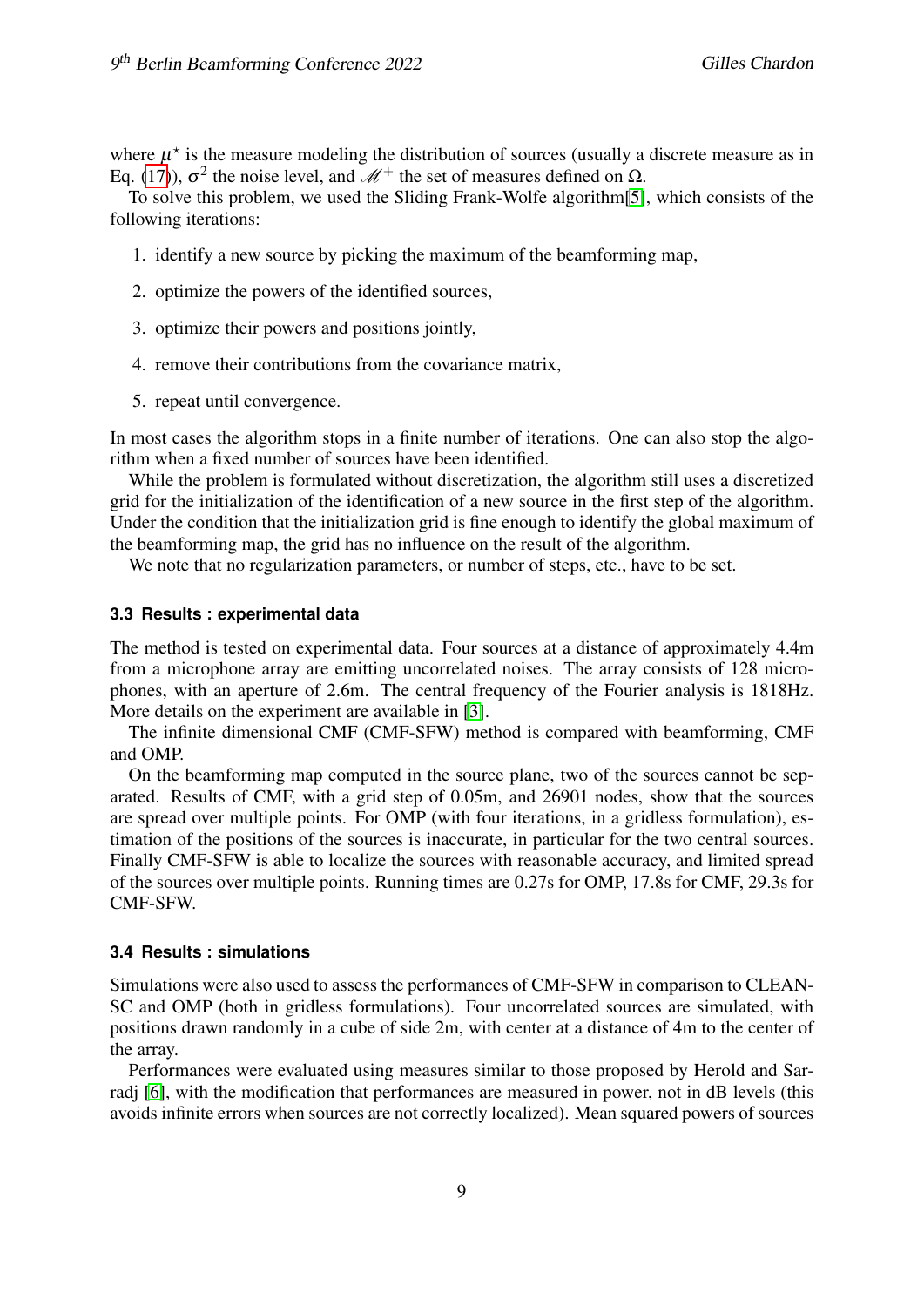where $\mu^\star$ is the measure modeling the distribution of sources (usually a discrete measure as in Eq. (17)), $\sigma^2$ the noise level, and $\mathscr{M}^+$ the set of measures defined on $\Omega$.

To solve this problem, we used the Sliding Frank-Wolfe algorithm[5], which consists of the following iterations:

1. identify a new source by picking the maximum of the beamforming map,
2. optimize the powers of the identified sources,
3. optimize their powers and positions jointly,
4. remove their contributions from the covariance matrix,
5. repeat until convergence.

In most cases the algorithm stops in a finite number of iterations. One can also stop the algorithm when a fixed number of sources have been identified.

While the problem is formulated without discretization, the algorithm still uses a discretized grid for the initialization of the identification of a new source in the first step of the algorithm. Under the condition that the initialization grid is fine enough to identify the global maximum of the beamforming map, the grid has no influence on the result of the algorithm.

We note that no regularization parameters, or number of steps, etc., have to be set.

### 3.3 Results : experimental data

The method is tested on experimental data. Four sources at a distance of approximately 4.4m from a microphone array are emitting uncorrelated noises. The array consists of 128 microphones, with an aperture of 2.6m. The central frequency of the Fourier analysis is 1818Hz. More details on the experiment are available in [3].

The infinite dimensional CMF (CMF-SFW) method is compared with beamforming, CMF and OMP.

On the beamforming map computed in the source plane, two of the sources cannot be separated. Results of CMF, with a grid step of 0.05m, and 26901 nodes, show that the sources are spread over multiple points. For OMP (with four iterations, in a gridless formulation), estimation of the positions of the sources is inaccurate, in particular for the two central sources. Finally CMF-SFW is able to localize the sources with reasonable accuracy, and limited spread of the sources over multiple points. Running times are 0.27s for OMP, 17.8s for CMF, 29.3s for CMF-SFW.

### 3.4 Results : simulations

Simulations were also used to assess the performances of CMF-SFW in comparison to CLEAN-SC and OMP (both in gridless formulations). Four uncorrelated sources are simulated, with positions drawn randomly in a cube of side 2m, with center at a distance of 4m to the center of the array.

Performances were evaluated using measures similar to those proposed by Herold and Sarradj [6], with the modification that performances are measured in power, not in dB levels (this avoids infinite errors when sources are not correctly localized). Mean squared powers of sources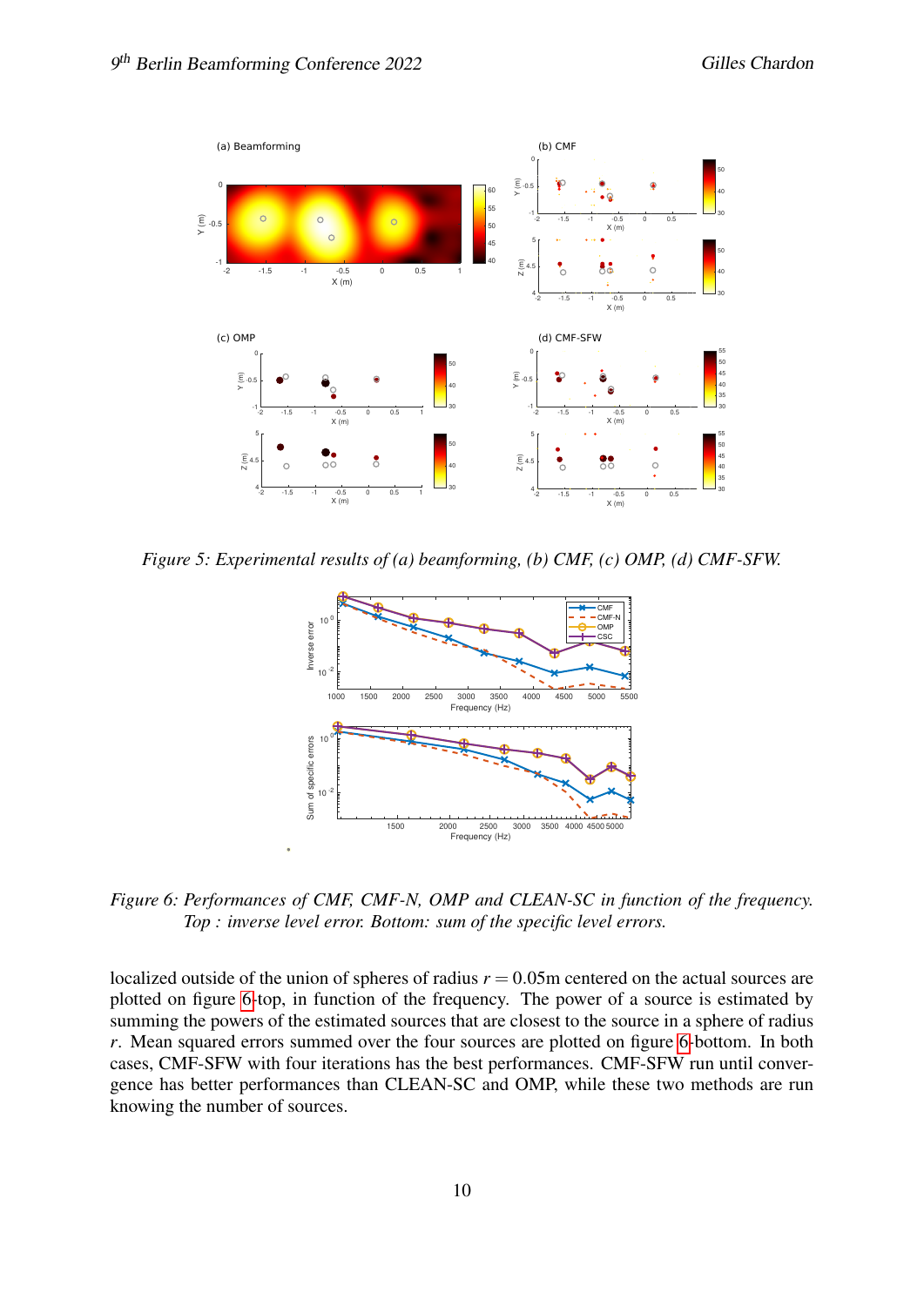Figure 5: *Experimental results of (a) beamforming, (b) CMF, (c) OMP, (d) CMF-SFW.*

Figure 6: *Performances of CMF, CMF-N, OMP and CLEAN-SC in function of the frequency. Top : inverse level error. Bottom: sum of the specific level errors.*

localized outside of the union of spheres of radius $r = 0.05$m centered on the actual sources are plotted on figure 6-top, in function of the frequency. The power of a source is estimated by summing the powers of the estimated sources that are closest to the source in a sphere of radius $r$. Mean squared errors summed over the four sources are plotted on figure 6-bottom. In both cases, CMF-SFW with four iterations has the best performances. CMF-SFW run until convergence has better performances than CLEAN-SC and OMP, while these two methods are run knowing the number of sources.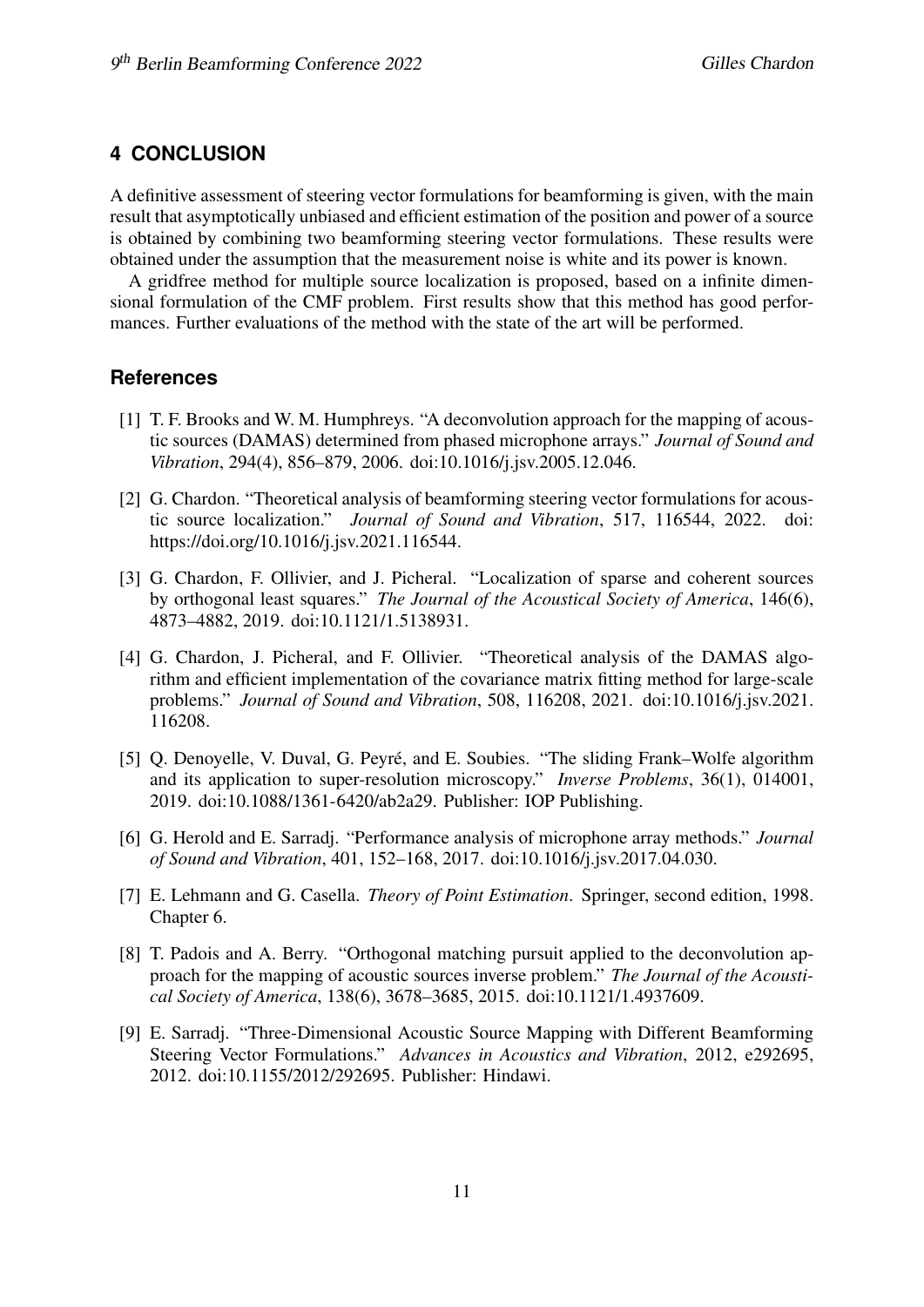## 4 CONCLUSION

A definitive assessment of steering vector formulations for beamforming is given, with the main result that asymptotically unbiased and efficient estimation of the position and power of a source is obtained by combining two beamforming steering vector formulations. These results were obtained under the assumption that the measurement noise is white and its power is known.

A gridfree method for multiple source localization is proposed, based on a infinite dimensional formulation of the CMF problem. First results show that this method has good performances. Further evaluations of the method with the state of the art will be performed.

## References

[1] T. F. Brooks and W. M. Humphreys. "A deconvolution approach for the mapping of acoustic sources (DAMAS) determined from phased microphone arrays." *Journal of Sound and Vibration*, 294(4), 856–879, 2006. doi:10.1016/j.jsv.2005.12.046.

[2] G. Chardon. "Theoretical analysis of beamforming steering vector formulations for acoustic source localization." *Journal of Sound and Vibration*, 517, 116544, 2022. doi: https://doi.org/10.1016/j.jsv.2021.116544.

[3] G. Chardon, F. Ollivier, and J. Picheral. "Localization of sparse and coherent sources by orthogonal least squares." *The Journal of the Acoustical Society of America*, 146(6), 4873–4882, 2019. doi:10.1121/1.5138931.

[4] G. Chardon, J. Picheral, and F. Ollivier. "Theoretical analysis of the DAMAS algorithm and efficient implementation of the covariance matrix fitting method for large-scale problems." *Journal of Sound and Vibration*, 508, 116208, 2021. doi:10.1016/j.jsv.2021.116208.

[5] Q. Denoyelle, V. Duval, G. Peyré, and E. Soubies. "The sliding Frank–Wolfe algorithm and its application to super-resolution microscopy." *Inverse Problems*, 36(1), 014001, 2019. doi:10.1088/1361-6420/ab2a29. Publisher: IOP Publishing.

[6] G. Herold and E. Sarradj. "Performance analysis of microphone array methods." *Journal of Sound and Vibration*, 401, 152–168, 2017. doi:10.1016/j.jsv.2017.04.030.

[7] E. Lehmann and G. Casella. *Theory of Point Estimation*. Springer, second edition, 1998. Chapter 6.

[8] T. Padois and A. Berry. "Orthogonal matching pursuit applied to the deconvolution approach for the mapping of acoustic sources inverse problem." *The Journal of the Acoustical Society of America*, 138(6), 3678–3685, 2015. doi:10.1121/1.4937609.

[9] E. Sarradj. "Three-Dimensional Acoustic Source Mapping with Different Beamforming Steering Vector Formulations." *Advances in Acoustics and Vibration*, 2012, e292695, 2012. doi:10.1155/2012/292695. Publisher: Hindawi.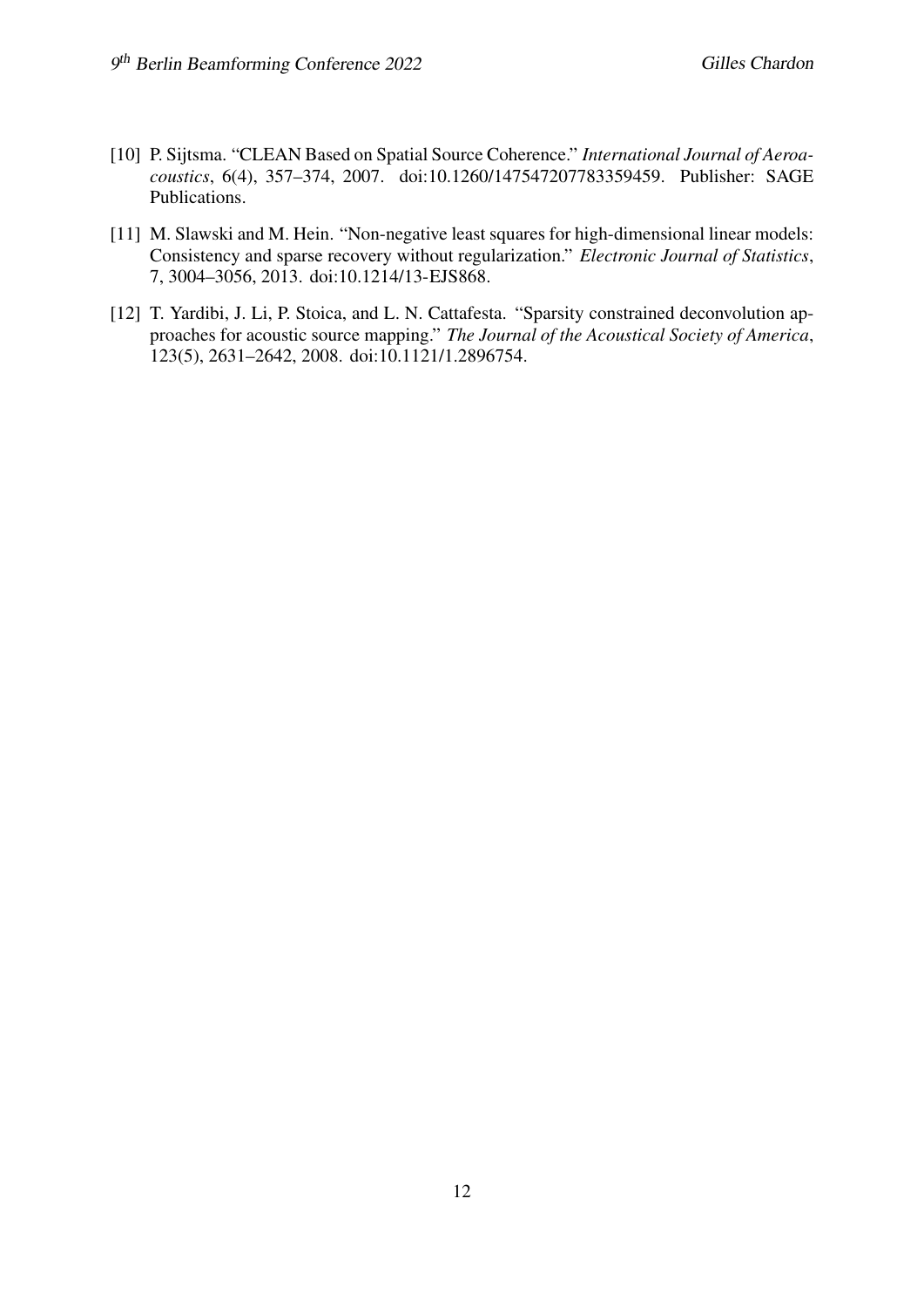[10] P. Sijtsma. "CLEAN Based on Spatial Source Coherence." *International Journal of Aeroacoustics*, 6(4), 357–374, 2007. doi:10.1260/147547207783359459. Publisher: SAGE Publications.

[11] M. Slawski and M. Hein. "Non-negative least squares for high-dimensional linear models: Consistency and sparse recovery without regularization." *Electronic Journal of Statistics*, 7, 3004–3056, 2013. doi:10.1214/13-EJS868.

[12] T. Yardibi, J. Li, P. Stoica, and L. N. Cattafesta. "Sparsity constrained deconvolution approaches for acoustic source mapping." *The Journal of the Acoustical Society of America*, 123(5), 2631–2642, 2008. doi:10.1121/1.2896754.